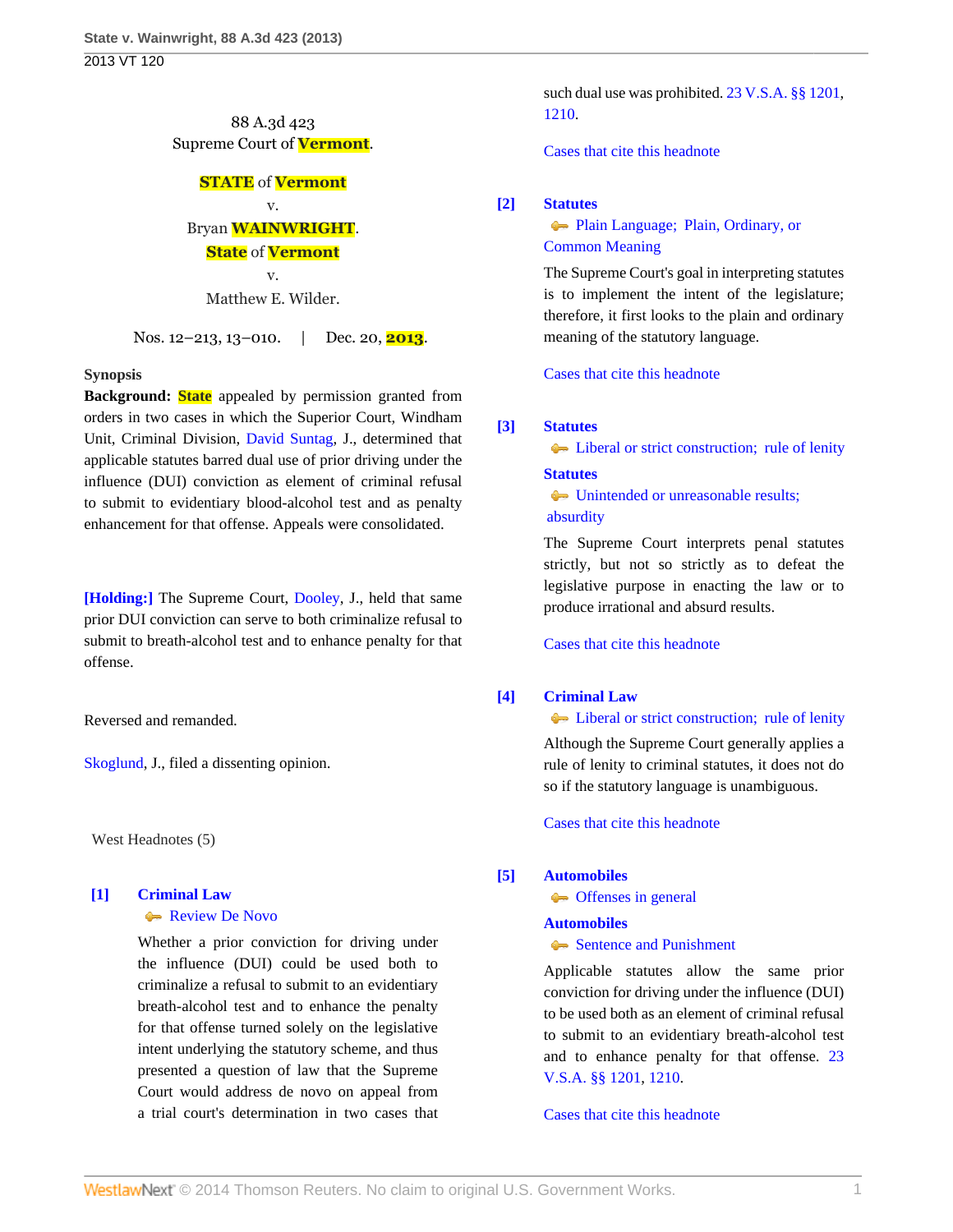2013 VT 120

88 A.3d 423
Supreme Court of Vermont.

STATE of Vermont
v.
Bryan WAINWRIGHT.
State of Vermont
v.
Matthew E. Wilder.

Nos. 12–213, 13–010. | Dec. 20, 2013.

**Synopsis**

**Background:** State appealed by permission granted from orders in two cases in which the Superior Court, Windham Unit, Criminal Division, David Suntag, J., determined that applicable statutes barred dual use of prior driving under the influence (DUI) conviction as element of criminal refusal to submit to evidentiary blood-alcohol test and as penalty enhancement for that offense. Appeals were consolidated.

**[Holding:]** The Supreme Court, Dooley, J., held that same prior DUI conviction can serve to both criminalize refusal to submit to breath-alcohol test and to enhance penalty for that offense.

Reversed and remanded.

Skoglund, J., filed a dissenting opinion.

West Headnotes (5)

**[1] Criminal Law**
Review De Novo

Whether a prior conviction for driving under the influence (DUI) could be used both to criminalize a refusal to submit to an evidentiary breath-alcohol test and to enhance the penalty for that offense turned solely on the legislative intent underlying the statutory scheme, and thus presented a question of law that the Supreme Court would address de novo on appeal from a trial court's determination in two cases that such dual use was prohibited. 23 V.S.A. §§ 1201, 1210.

Cases that cite this headnote

**[2] Statutes**
Plain Language; Plain, Ordinary, or Common Meaning

The Supreme Court's goal in interpreting statutes is to implement the intent of the legislature; therefore, it first looks to the plain and ordinary meaning of the statutory language.

Cases that cite this headnote

**[3] Statutes**
Liberal or strict construction; rule of lenity

**Statutes**
Unintended or unreasonable results; absurdity

The Supreme Court interprets penal statutes strictly, but not so strictly as to defeat the legislative purpose in enacting the law or to produce irrational and absurd results.

Cases that cite this headnote

**[4] Criminal Law**
Liberal or strict construction; rule of lenity

Although the Supreme Court generally applies a rule of lenity to criminal statutes, it does not do so if the statutory language is unambiguous.

Cases that cite this headnote

**[5] Automobiles**
Offenses in general

**Automobiles**
Sentence and Punishment

Applicable statutes allow the same prior conviction for driving under the influence (DUI) to be used both as an element of criminal refusal to submit to an evidentiary breath-alcohol test and to enhance penalty for that offense. 23 V.S.A. §§ 1201, 1210.

Cases that cite this headnote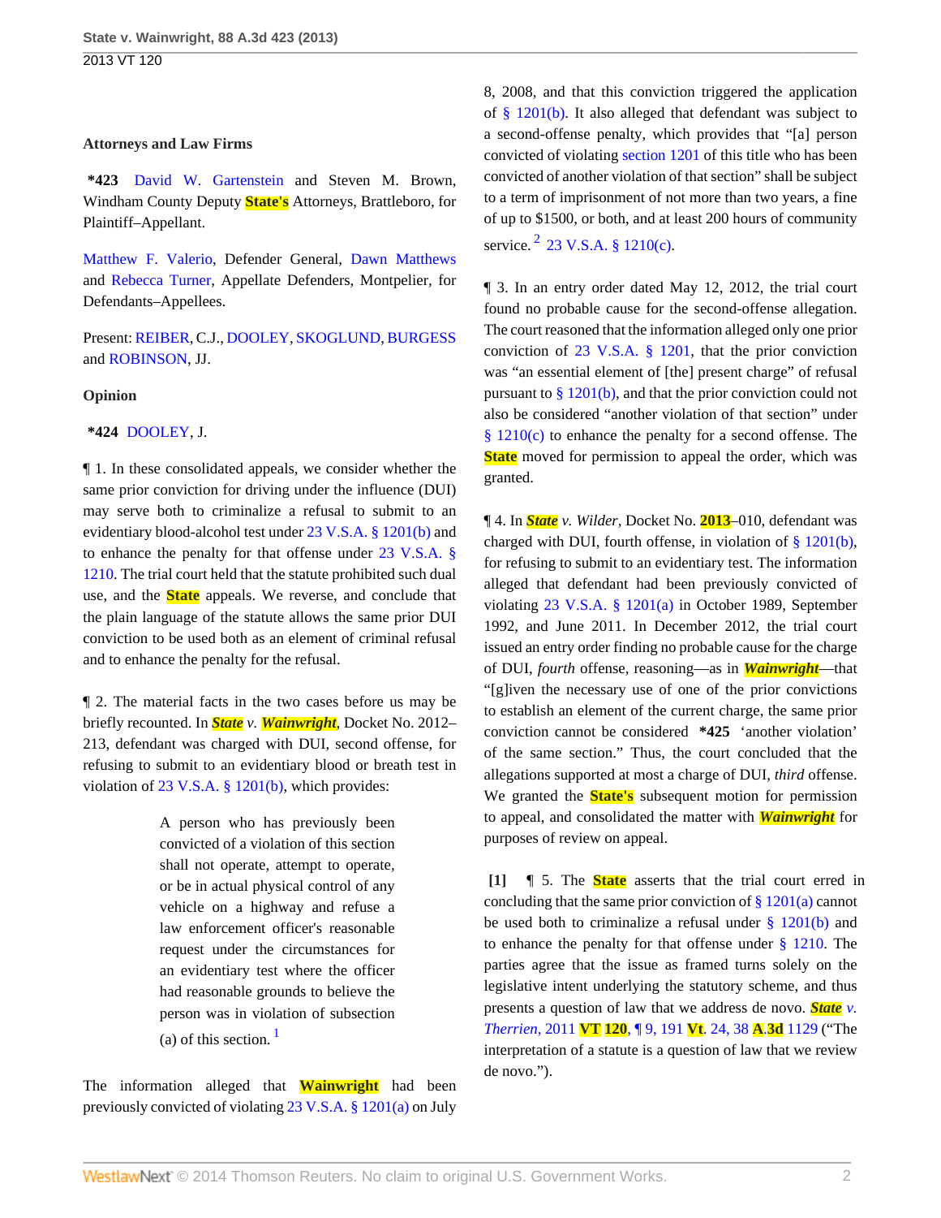### Attorneys and Law Firms

**\*423** David W. Gartenstein and Steven M. Brown, Windham County Deputy State's Attorneys, Brattleboro, for Plaintiff–Appellant.

Matthew F. Valerio, Defender General, Dawn Matthews and Rebecca Turner, Appellate Defenders, Montpelier, for Defendants–Appellees.

Present: REIBER, C.J., DOOLEY, SKOGLUND, BURGESS and ROBINSON, JJ.

### Opinion

**\*424** DOOLEY, J.

¶ 1. In these consolidated appeals, we consider whether the same prior conviction for driving under the influence (DUI) may serve both to criminalize a refusal to submit to an evidentiary blood-alcohol test under 23 V.S.A. § 1201(b) and to enhance the penalty for that offense under 23 V.S.A. § 1210. The trial court held that the statute prohibited such dual use, and the State appeals. We reverse, and conclude that the plain language of the statute allows the same prior DUI conviction to be used both as an element of criminal refusal and to enhance the penalty for the refusal.

¶ 2. The material facts in the two cases before us may be briefly recounted. In *State v. Wainwright*, Docket No. 2012–213, defendant was charged with DUI, second offense, for refusing to submit to an evidentiary blood or breath test in violation of 23 V.S.A. § 1201(b), which provides:

> A person who has previously been convicted of a violation of this section shall not operate, attempt to operate, or be in actual physical control of any vehicle on a highway and refuse a law enforcement officer's reasonable request under the circumstances for an evidentiary test where the officer had reasonable grounds to believe the person was in violation of subsection (a) of this section. [1]

The information alleged that Wainwright had been previously convicted of violating 23 V.S.A. § 1201(a) on July 8, 2008, and that this conviction triggered the application of § 1201(b). It also alleged that defendant was subject to a second-offense penalty, which provides that "[a] person convicted of violating section 1201 of this title who has been convicted of another violation of that section" shall be subject to a term of imprisonment of not more than two years, a fine of up to $1500, or both, and at least 200 hours of community service. [2] 23 V.S.A. § 1210(c).

¶ 3. In an entry order dated May 12, 2012, the trial court found no probable cause for the second-offense allegation. The court reasoned that the information alleged only one prior conviction of 23 V.S.A. § 1201, that the prior conviction was "an essential element of [the] present charge" of refusal pursuant to § 1201(b), and that the prior conviction could not also be considered "another violation of that section" under § 1210(c) to enhance the penalty for a second offense. The State moved for permission to appeal the order, which was granted.

¶ 4. In *State v. Wilder,* Docket No. 2013–010, defendant was charged with DUI, fourth offense, in violation of § 1201(b), for refusing to submit to an evidentiary test. The information alleged that defendant had been previously convicted of violating 23 V.S.A. § 1201(a) in October 1989, September 1992, and June 2011. In December 2012, the trial court issued an entry order finding no probable cause for the charge of DUI, *fourth* offense, reasoning—as in *Wainwright*—that "[g]iven the necessary use of one of the prior convictions to establish an element of the current charge, the same prior conviction cannot be considered **\*425** 'another violation' of the same section." Thus, the court concluded that the allegations supported at most a charge of DUI, *third* offense. We granted the State's subsequent motion for permission to appeal, and consolidated the matter with *Wainwright* for purposes of review on appeal.

**[1]** ¶ 5. The State asserts that the trial court erred in concluding that the same prior conviction of § 1201(a) cannot be used both to criminalize a refusal under § 1201(b) and to enhance the penalty for that offense under § 1210. The parties agree that the issue as framed turns solely on the legislative intent underlying the statutory scheme, and thus presents a question of law that we address de novo. *State v. Therrien,* 2011 VT 120, ¶ 9, 191 Vt. 24, 38 A.3d 1129 ("The interpretation of a statute is a question of law that we review de novo.").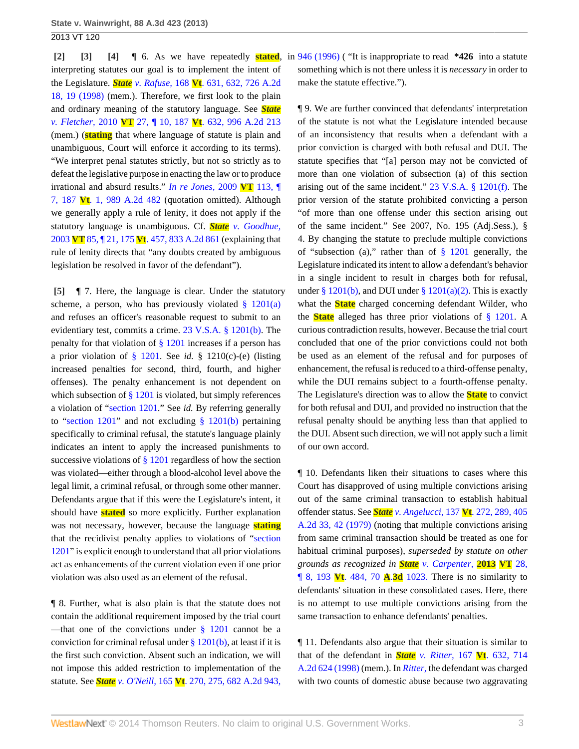**[2] [3] [4]** ¶ 6. As we have repeatedly stated, in interpreting statutes our goal is to implement the intent of the Legislature. *State v. Rafuse,* 168 Vt. 631, 632, 726 A.2d 18, 19 (1998) (mem.). Therefore, we first look to the plain and ordinary meaning of the statutory language. See *State v. Fletcher,* 2010 VT 27, ¶ 10, 187 Vt. 632, 996 A.2d 213 (mem.) (stating that where language of statute is plain and unambiguous, Court will enforce it according to its terms). "We interpret penal statutes strictly, but not so strictly as to defeat the legislative purpose in enacting the law or to produce irrational and absurd results." *In re Jones,* 2009 VT 113, ¶ 7, 187 Vt. 1, 989 A.2d 482 (quotation omitted). Although we generally apply a rule of lenity, it does not apply if the statutory language is unambiguous. Cf. *State v. Goodhue,* 2003 VT 85, ¶ 21, 175 Vt. 457, 833 A.2d 861 (explaining that rule of lenity directs that "any doubts created by ambiguous legislation be resolved in favor of the defendant").

**[5]** ¶ 7. Here, the language is clear. Under the statutory scheme, a person, who has previously violated § 1201(a) and refuses an officer's reasonable request to submit to an evidentiary test, commits a crime. 23 V.S.A. § 1201(b). The penalty for that violation of § 1201 increases if a person has a prior violation of § 1201. See *id.* § 1210(c)-(e) (listing increased penalties for second, third, fourth, and higher offenses). The penalty enhancement is not dependent on which subsection of § 1201 is violated, but simply references a violation of "section 1201." See *id.* By referring generally to "section 1201" and not excluding § 1201(b) pertaining specifically to criminal refusal, the statute's language plainly indicates an intent to apply the increased punishments to successive violations of § 1201 regardless of how the section was violated—either through a blood-alcohol level above the legal limit, a criminal refusal, or through some other manner. Defendants argue that if this were the Legislature's intent, it should have stated so more explicitly. Further explanation was not necessary, however, because the language stating that the recidivist penalty applies to violations of "section 1201" is explicit enough to understand that all prior violations act as enhancements of the current violation even if one prior violation was also used as an element of the refusal.

¶ 8. Further, what is also plain is that the statute does not contain the additional requirement imposed by the trial court—that one of the convictions under § 1201 cannot be a conviction for criminal refusal under § 1201(b), at least if it is the first such conviction. Absent such an indication, we will not impose this added restriction to implementation of the statute. See *State v. O'Neill,* 165 Vt. 270, 275, 682 A.2d 943, 946 (1996) ("It is inappropriate to read **\*426** into a statute something which is not there unless it is *necessary* in order to make the statute effective.").

¶ 9. We are further convinced that defendants' interpretation of the statute is not what the Legislature intended because of an inconsistency that results when a defendant with a prior conviction is charged with both refusal and DUI. The statute specifies that "[a] person may not be convicted of more than one violation of subsection (a) of this section arising out of the same incident." 23 V.S.A. § 1201(f). The prior version of the statute prohibited convicting a person "of more than one offense under this section arising out of the same incident." See 2007, No. 195 (Adj.Sess.), § 4. By changing the statute to preclude multiple convictions of "subsection (a)," rather than of § 1201 generally, the Legislature indicated its intent to allow a defendant's behavior in a single incident to result in charges both for refusal, under § 1201(b), and DUI under § 1201(a)(2). This is exactly what the State charged concerning defendant Wilder, who the State alleged has three prior violations of § 1201. A curious contradiction results, however. Because the trial court concluded that one of the prior convictions could not both be used as an element of the refusal and for purposes of enhancement, the refusal is reduced to a third-offense penalty, while the DUI remains subject to a fourth-offense penalty. The Legislature's direction was to allow the State to convict for both refusal and DUI, and provided no instruction that the refusal penalty should be anything less than that applied to the DUI. Absent such direction, we will not apply such a limit of our own accord.

¶ 10. Defendants liken their situations to cases where this Court has disapproved of using multiple convictions arising out of the same criminal transaction to establish habitual offender status. See *State v. Angelucci,* 137 Vt. 272, 289, 405 A.2d 33, 42 (1979) (noting that multiple convictions arising from same criminal transaction should be treated as one for habitual criminal purposes), *superseded by statute on other grounds as recognized in State v. Carpenter,* 2013 VT 28, ¶ 8, 193 Vt. 484, 70 A.3d 1023. There is no similarity to defendants' situation in these consolidated cases. Here, there is no attempt to use multiple convictions arising from the same transaction to enhance defendants' penalties.

¶ 11. Defendants also argue that their situation is similar to that of the defendant in *State v. Ritter,* 167 Vt. 632, 714 A.2d 624 (1998) (mem.). In *Ritter,* the defendant was charged with two counts of domestic abuse because two aggravating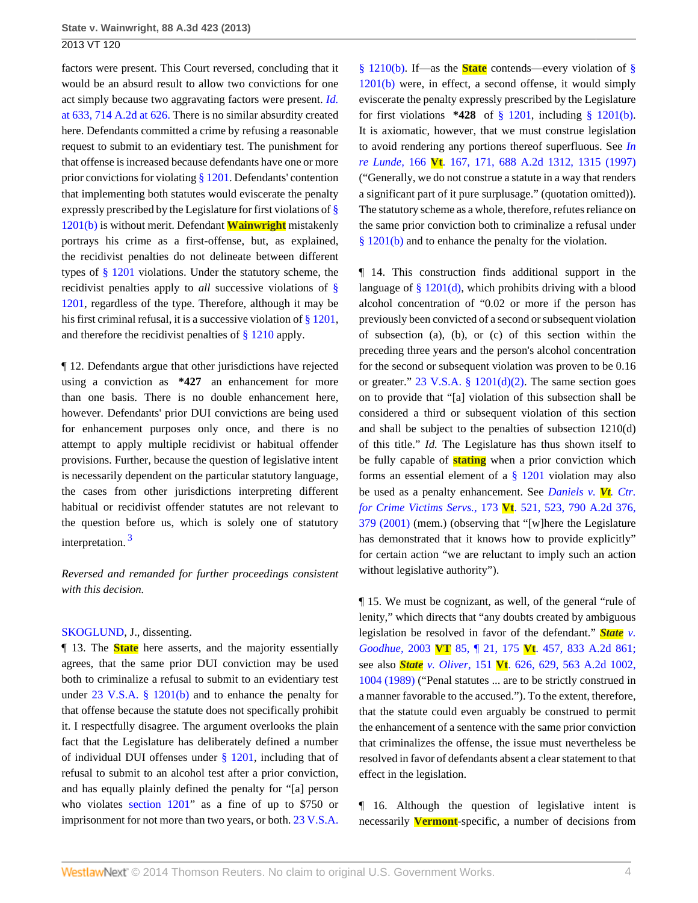factors were present. This Court reversed, concluding that it would be an absurd result to allow two convictions for one act simply because two aggravating factors were present. *Id.* at 633, 714 A.2d at 626. There is no similar absurdity created here. Defendants committed a crime by refusing a reasonable request to submit to an evidentiary test. The punishment for that offense is increased because defendants have one or more prior convictions for violating § 1201. Defendants' contention that implementing both statutes would eviscerate the penalty expressly prescribed by the Legislature for first violations of § 1201(b) is without merit. Defendant Wainwright mistakenly portrays his crime as a first-offense, but, as explained, the recidivist penalties do not delineate between different types of § 1201 violations. Under the statutory scheme, the recidivist penalties apply to *all* successive violations of § 1201, regardless of the type. Therefore, although it may be his first criminal refusal, it is a successive violation of § 1201, and therefore the recidivist penalties of § 1210 apply.

¶ 12. Defendants argue that other jurisdictions have rejected using a conviction as **\*427** an enhancement for more than one basis. There is no double enhancement here, however. Defendants' prior DUI convictions are being used for enhancement purposes only once, and there is no attempt to apply multiple recidivist or habitual offender provisions. Further, because the question of legislative intent is necessarily dependent on the particular statutory language, the cases from other jurisdictions interpreting different habitual or recidivist offender statutes are not relevant to the question before us, which is solely one of statutory interpretation. [3]

*Reversed and remanded for further proceedings consistent with this decision.*

SKOGLUND, J., dissenting.

¶ 13. The State here asserts, and the majority essentially agrees, that the same prior DUI conviction may be used both to criminalize a refusal to submit to an evidentiary test under 23 V.S.A. § 1201(b) and to enhance the penalty for that offense because the statute does not specifically prohibit it. I respectfully disagree. The argument overlooks the plain fact that the Legislature has deliberately defined a number of individual DUI offenses under § 1201, including that of refusal to submit to an alcohol test after a prior conviction, and has equally plainly defined the penalty for "[a] person who violates section 1201" as a fine of up to $750 or imprisonment for not more than two years, or both. 23 V.S.A. § 1210(b). If—as the State contends—every violation of § 1201(b) were, in effect, a second offense, it would simply eviscerate the penalty expressly prescribed by the Legislature for first violations **\*428** of § 1201, including § 1201(b). It is axiomatic, however, that we must construe legislation to avoid rendering any portions thereof superfluous. See *In re Lunde,* 166 Vt. 167, 171, 688 A.2d 1312, 1315 (1997) ("Generally, we do not construe a statute in a way that renders a significant part of it pure surplusage." (quotation omitted)). The statutory scheme as a whole, therefore, refutes reliance on the same prior conviction both to criminalize a refusal under § 1201(b) and to enhance the penalty for the violation.

¶ 14. This construction finds additional support in the language of § 1201(d), which prohibits driving with a blood alcohol concentration of "0.02 or more if the person has previously been convicted of a second or subsequent violation of subsection (a), (b), or (c) of this section within the preceding three years and the person's alcohol concentration for the second or subsequent violation was proven to be 0.16 or greater." 23 V.S.A. § 1201(d)(2). The same section goes on to provide that "[a] violation of this subsection shall be considered a third or subsequent violation of this section and shall be subject to the penalties of subsection 1210(d) of this title." *Id.* The Legislature has thus shown itself to be fully capable of stating when a prior conviction which forms an essential element of a § 1201 violation may also be used as a penalty enhancement. See *Daniels v. Vt. Ctr. for Crime Victims Servs.,* 173 Vt. 521, 523, 790 A.2d 376, 379 (2001) (mem.) (observing that "[w]here the Legislature has demonstrated that it knows how to provide explicitly" for certain action "we are reluctant to imply such an action without legislative authority").

¶ 15. We must be cognizant, as well, of the general "rule of lenity," which directs that "any doubts created by ambiguous legislation be resolved in favor of the defendant." *State v. Goodhue,* 2003 VT 85, ¶ 21, 175 Vt. 457, 833 A.2d 861; see also *State v. Oliver,* 151 Vt. 626, 629, 563 A.2d 1002, 1004 (1989) ("Penal statutes ... are to be strictly construed in a manner favorable to the accused."). To the extent, therefore, that the statute could even arguably be construed to permit the enhancement of a sentence with the same prior conviction that criminalizes the offense, the issue must nevertheless be resolved in favor of defendants absent a clear statement to that effect in the legislation.

¶ 16. Although the question of legislative intent is necessarily Vermont-specific, a number of decisions from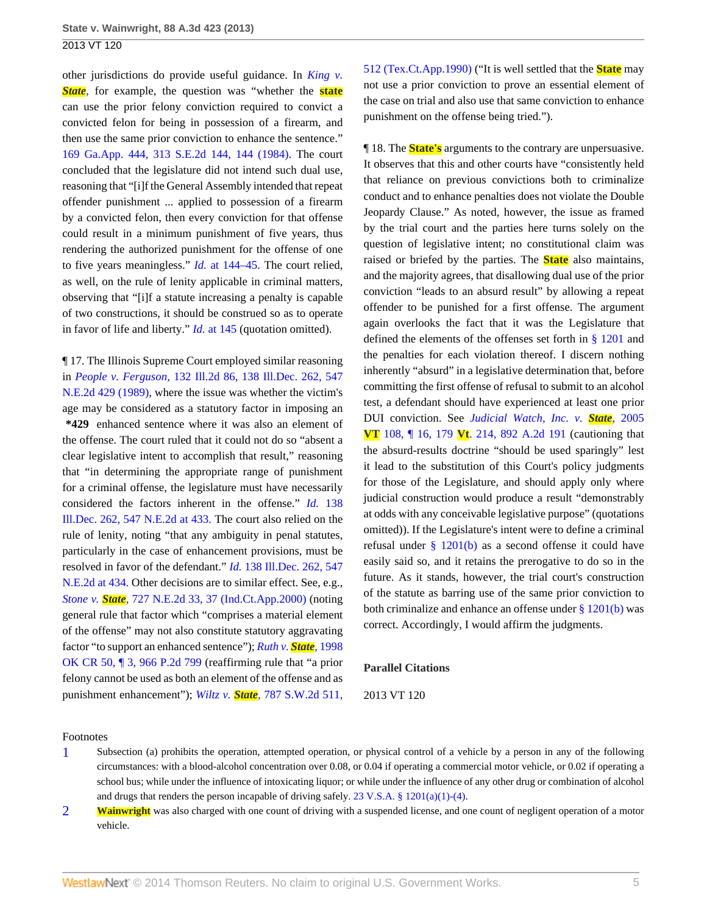other jurisdictions do provide useful guidance. In *King v. State*, for example, the question was "whether the state can use the prior felony conviction required to convict a convicted felon for being in possession of a firearm, and then use the same prior conviction to enhance the sentence." 169 Ga.App. 444, 313 S.E.2d 144, 144 (1984). The court concluded that the legislature did not intend such dual use, reasoning that "[i]f the General Assembly intended that repeat offender punishment ... applied to possession of a firearm by a convicted felon, then every conviction for that offense could result in a minimum punishment of five years, thus rendering the authorized punishment for the offense of one to five years meaningless." *Id.* at 144–45. The court relied, as well, on the rule of lenity applicable in criminal matters, observing that "[i]f a statute increasing a penalty is capable of two constructions, it should be construed so as to operate in favor of life and liberty." *Id.* at 145 (quotation omitted).

¶ 17. The Illinois Supreme Court employed similar reasoning in *People v. Ferguson,* 132 Ill.2d 86, 138 Ill.Dec. 262, 547 N.E.2d 429 (1989), where the issue was whether the victim's age may be considered as a statutory factor in imposing an **\*429** enhanced sentence where it was also an element of the offense. The court ruled that it could not do so "absent a clear legislative intent to accomplish that result," reasoning that "in determining the appropriate range of punishment for a criminal offense, the legislature must have necessarily considered the factors inherent in the offense." *Id.* 138 Ill.Dec. 262, 547 N.E.2d at 433. The court also relied on the rule of lenity, noting "that any ambiguity in penal statutes, particularly in the case of enhancement provisions, must be resolved in favor of the defendant." *Id.* 138 Ill.Dec. 262, 547 N.E.2d at 434. Other decisions are to similar effect. See, e.g., *Stone v. State*, 727 N.E.2d 33, 37 (Ind.Ct.App.2000) (noting general rule that factor which "comprises a material element of the offense" may not also constitute statutory aggravating factor "to support an enhanced sentence"); *Ruth v. State*, 1998 OK CR 50, ¶ 3, 966 P.2d 799 (reaffirming rule that "a prior felony cannot be used as both an element of the offense and as punishment enhancement"); *Wiltz v. State*, 787 S.W.2d 511, 512 (Tex.Ct.App.1990) ("It is well settled that the State may not use a prior conviction to prove an essential element of the case on trial and also use that same conviction to enhance punishment on the offense being tried.").

¶ 18. The State's arguments to the contrary are unpersuasive. It observes that this and other courts have "consistently held that reliance on previous convictions both to criminalize conduct and to enhance penalties does not violate the Double Jeopardy Clause." As noted, however, the issue as framed by the trial court and the parties here turns solely on the question of legislative intent; no constitutional claim was raised or briefed by the parties. The State also maintains, and the majority agrees, that disallowing dual use of the prior conviction "leads to an absurd result" by allowing a repeat offender to be punished for a first offense. The argument again overlooks the fact that it was the Legislature that defined the elements of the offenses set forth in § 1201 and the penalties for each violation thereof. I discern nothing inherently "absurd" in a legislative determination that, before committing the first offense of refusal to submit to an alcohol test, a defendant should have experienced at least one prior DUI conviction. See *Judicial Watch, Inc. v. State*, 2005 VT 108, ¶ 16, 179 Vt. 214, 892 A.2d 191 (cautioning that the absurd-results doctrine "should be used sparingly" lest it lead to the substitution of this Court's policy judgments for those of the Legislature, and should apply only where judicial construction would produce a result "demonstrably at odds with any conceivable legislative purpose" (quotations omitted)). If the Legislature's intent were to define a criminal refusal under § 1201(b) as a second offense it could have easily said so, and it retains the prerogative to do so in the future. As it stands, however, the trial court's construction of the statute as barring use of the same prior conviction to both criminalize and enhance an offense under § 1201(b) was correct. Accordingly, I would affirm the judgments.

### Parallel Citations

2013 VT 120

### Footnotes

1. Subsection (a) prohibits the operation, attempted operation, or physical control of a vehicle by a person in any of the following circumstances: with a blood-alcohol concentration over 0.08, or 0.04 if operating a commercial motor vehicle, or 0.02 if operating a school bus; while under the influence of intoxicating liquor; or while under the influence of any other drug or combination of alcohol and drugs that renders the person incapable of driving safely. 23 V.S.A. § 1201(a)(1)-(4).

2. Wainwright was also charged with one count of driving with a suspended license, and one count of negligent operation of a motor vehicle.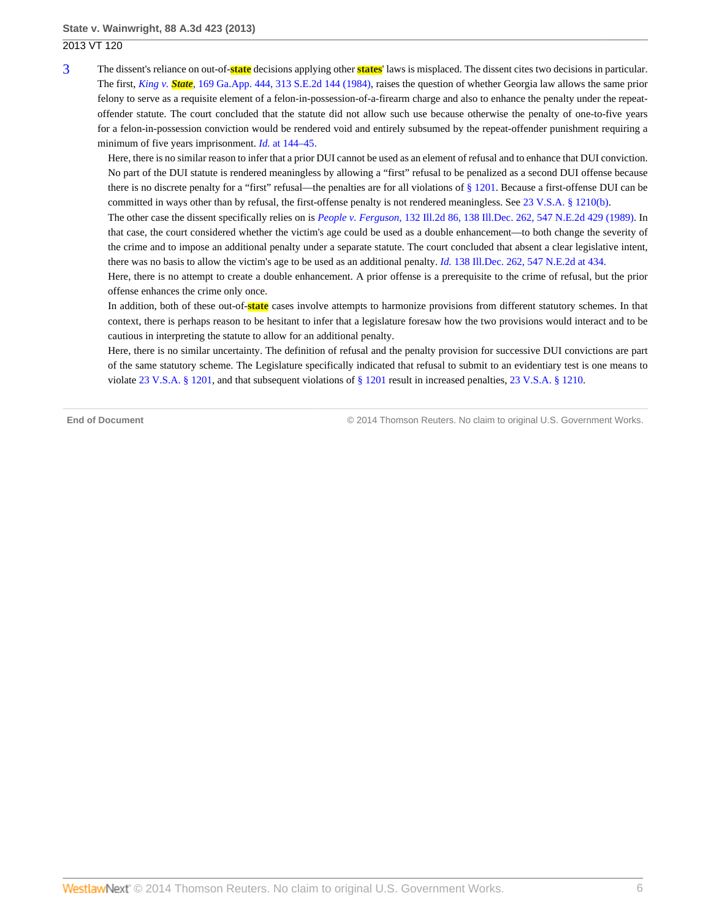3 The dissent's reliance on out-of-state decisions applying other states' laws is misplaced. The dissent cites two decisions in particular. The first, *King v. State*, 169 Ga.App. 444, 313 S.E.2d 144 (1984), raises the question of whether Georgia law allows the same prior felony to serve as a requisite element of a felon-in-possession-of-a-firearm charge and also to enhance the penalty under the repeat-offender statute. The court concluded that the statute did not allow such use because otherwise the penalty of one-to-five years for a felon-in-possession conviction would be rendered void and entirely subsumed by the repeat-offender punishment requiring a minimum of five years imprisonment. *Id.* at 144–45.

Here, there is no similar reason to infer that a prior DUI cannot be used as an element of refusal and to enhance that DUI conviction. No part of the DUI statute is rendered meaningless by allowing a "first" refusal to be penalized as a second DUI offense because there is no discrete penalty for a "first" refusal—the penalties are for all violations of § 1201. Because a first-offense DUI can be committed in ways other than by refusal, the first-offense penalty is not rendered meaningless. See 23 V.S.A. § 1210(b).

The other case the dissent specifically relies on is *People v. Ferguson*, 132 Ill.2d 86, 138 Ill.Dec. 262, 547 N.E.2d 429 (1989). In that case, the court considered whether the victim's age could be used as a double enhancement—to both change the severity of the crime and to impose an additional penalty under a separate statute. The court concluded that absent a clear legislative intent, there was no basis to allow the victim's age to be used as an additional penalty. *Id.* 138 Ill.Dec. 262, 547 N.E.2d at 434.

Here, there is no attempt to create a double enhancement. A prior offense is a prerequisite to the crime of refusal, but the prior offense enhances the crime only once.

In addition, both of these out-of-state cases involve attempts to harmonize provisions from different statutory schemes. In that context, there is perhaps reason to be hesitant to infer that a legislature foresaw how the two provisions would interact and to be cautious in interpreting the statute to allow for an additional penalty.

Here, there is no similar uncertainty. The definition of refusal and the penalty provision for successive DUI convictions are part of the same statutory scheme. The Legislature specifically indicated that refusal to submit to an evidentiary test is one means to violate 23 V.S.A. § 1201, and that subsequent violations of § 1201 result in increased penalties, 23 V.S.A. § 1210.

End of Document